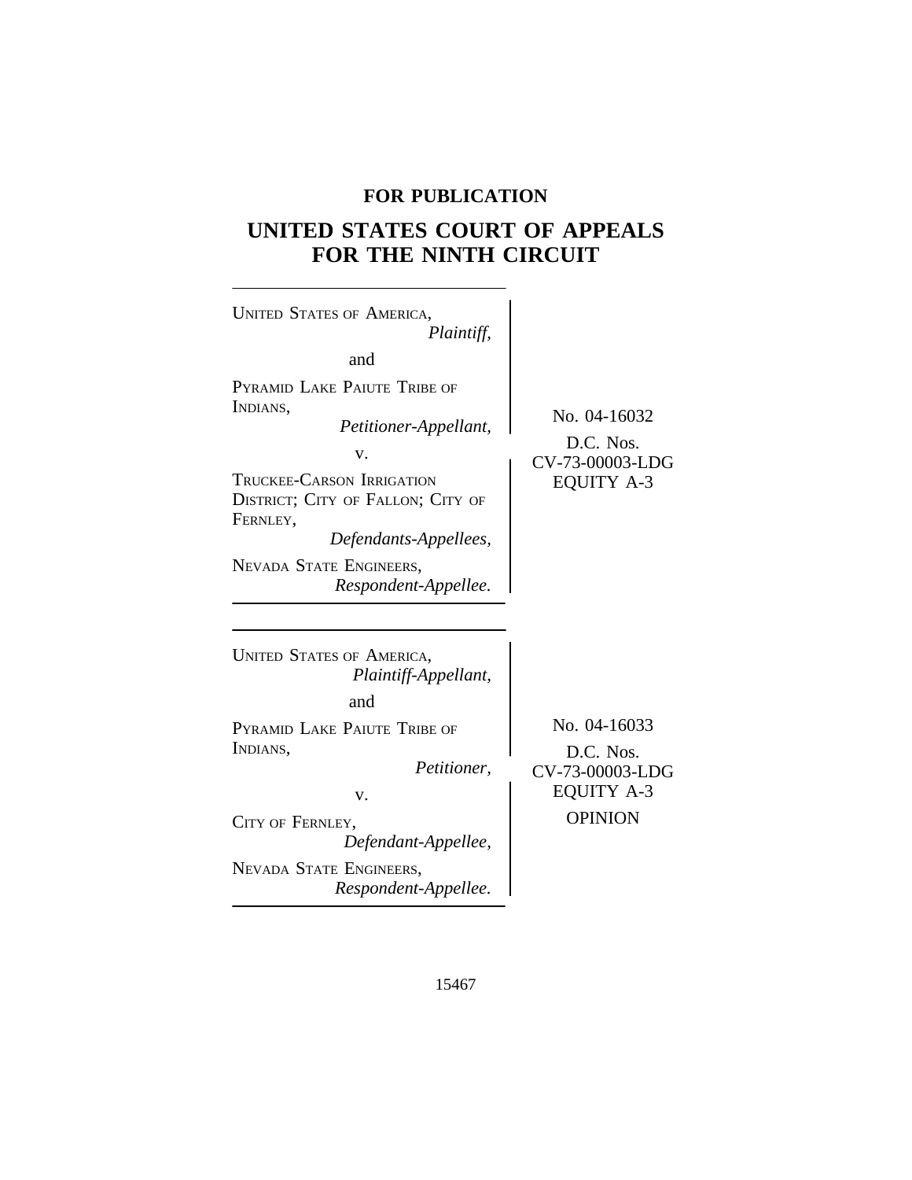**FOR PUBLICATION**

# UNITED STATES COURT OF APPEALS FOR THE NINTH CIRCUIT

UNITED STATES OF AMERICA,
*Plaintiff,*

and

PYRAMID LAKE PAIUTE TRIBE OF INDIANS,
*Petitioner-Appellant,*

v.

TRUCKEE-CARSON IRRIGATION DISTRICT; CITY OF FALLON; CITY OF FERNLEY,
*Defendants-Appellees,*

NEVADA STATE ENGINEERS,
*Respondent-Appellee.*

No. 04-16032

D.C. Nos.
CV-73-00003-LDG
EQUITY A-3

---

UNITED STATES OF AMERICA,
*Plaintiff-Appellant,*

and

PYRAMID LAKE PAIUTE TRIBE OF INDIANS,
*Petitioner,*

v.

CITY OF FERNLEY,
*Defendant-Appellee,*

NEVADA STATE ENGINEERS,
*Respondent-Appellee.*

No. 04-16033

D.C. Nos.
CV-73-00003-LDG
EQUITY A-3

OPINION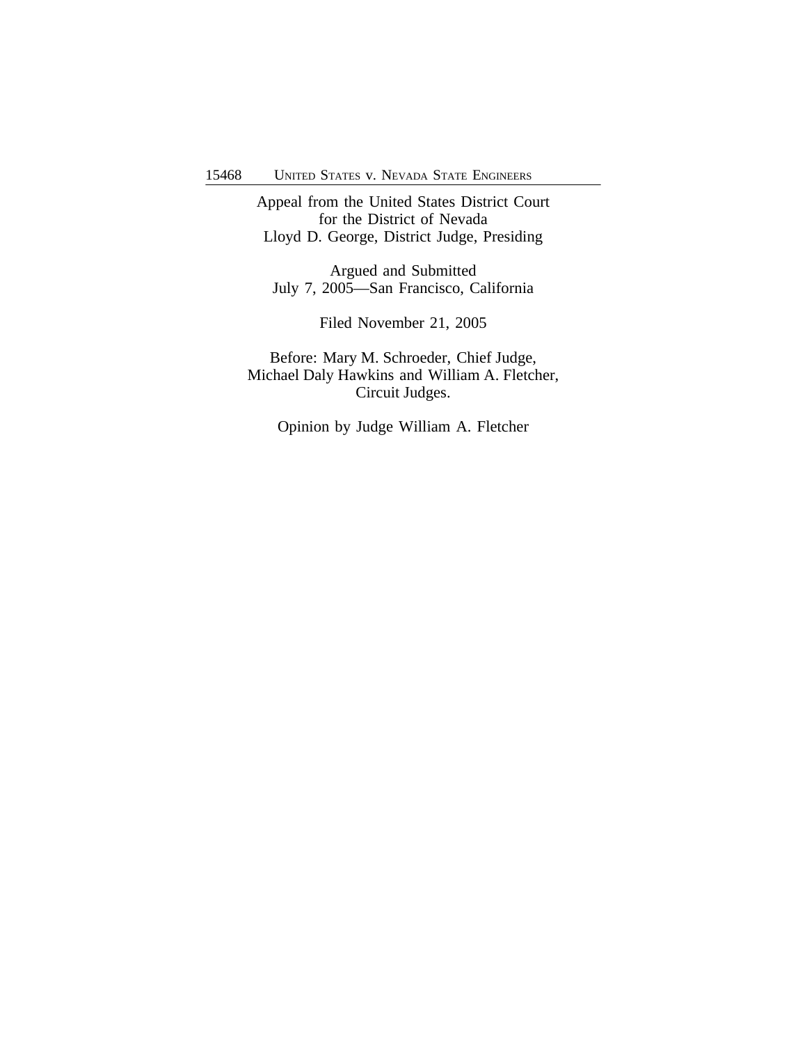Appeal from the United States District Court
for the District of Nevada
Lloyd D. George, District Judge, Presiding

Argued and Submitted
July 7, 2005—San Francisco, California

Filed November 21, 2005

Before: Mary M. Schroeder, Chief Judge,
Michael Daly Hawkins and William A. Fletcher,
Circuit Judges.

Opinion by Judge William A. Fletcher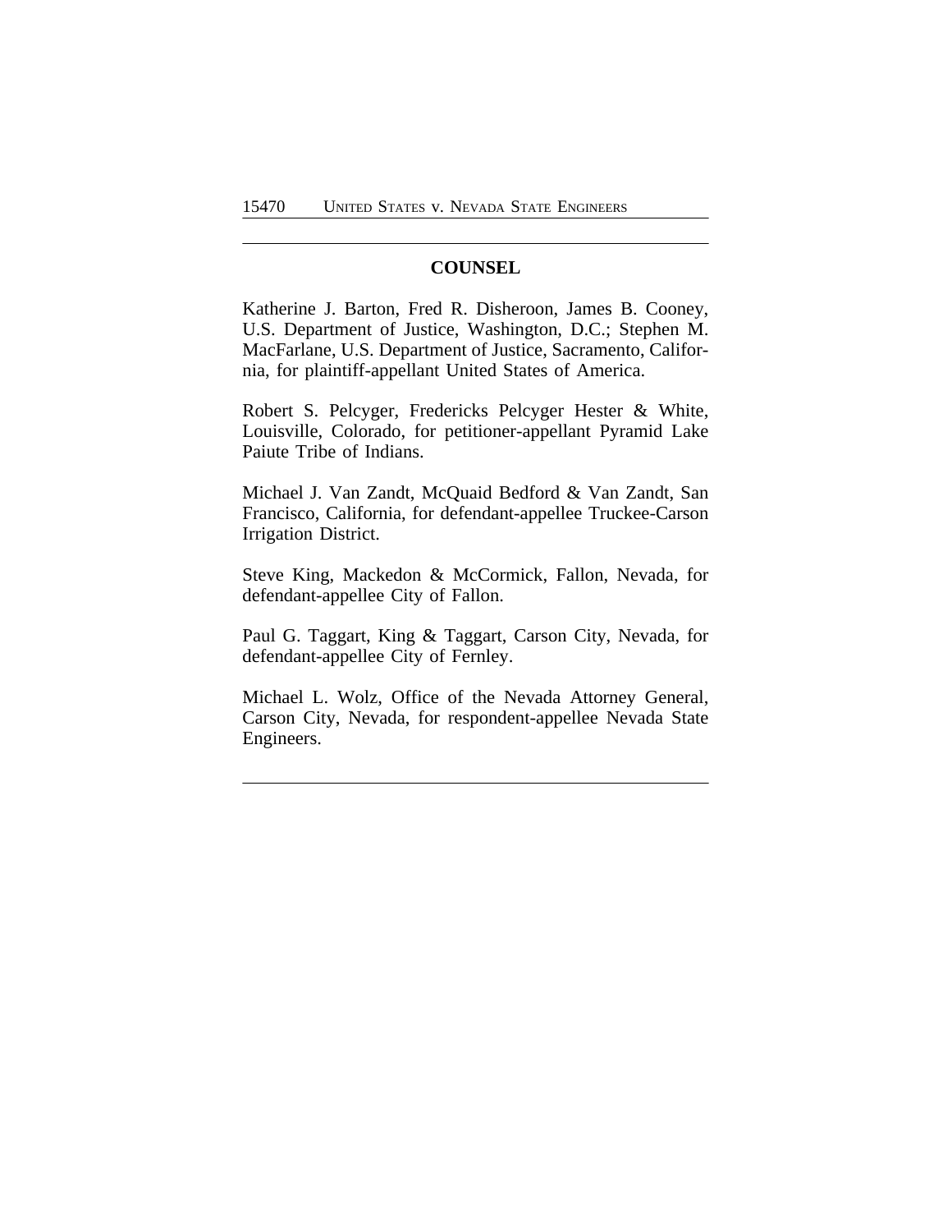## COUNSEL

Katherine J. Barton, Fred R. Disheroon, James B. Cooney, U.S. Department of Justice, Washington, D.C.; Stephen M. MacFarlane, U.S. Department of Justice, Sacramento, California, for plaintiff-appellant United States of America.

Robert S. Pelcyger, Fredericks Pelcyger Hester & White, Louisville, Colorado, for petitioner-appellant Pyramid Lake Paiute Tribe of Indians.

Michael J. Van Zandt, McQuaid Bedford & Van Zandt, San Francisco, California, for defendant-appellee Truckee-Carson Irrigation District.

Steve King, Mackedon & McCormick, Fallon, Nevada, for defendant-appellee City of Fallon.

Paul G. Taggart, King & Taggart, Carson City, Nevada, for defendant-appellee City of Fernley.

Michael L. Wolz, Office of the Nevada Attorney General, Carson City, Nevada, for respondent-appellee Nevada State Engineers.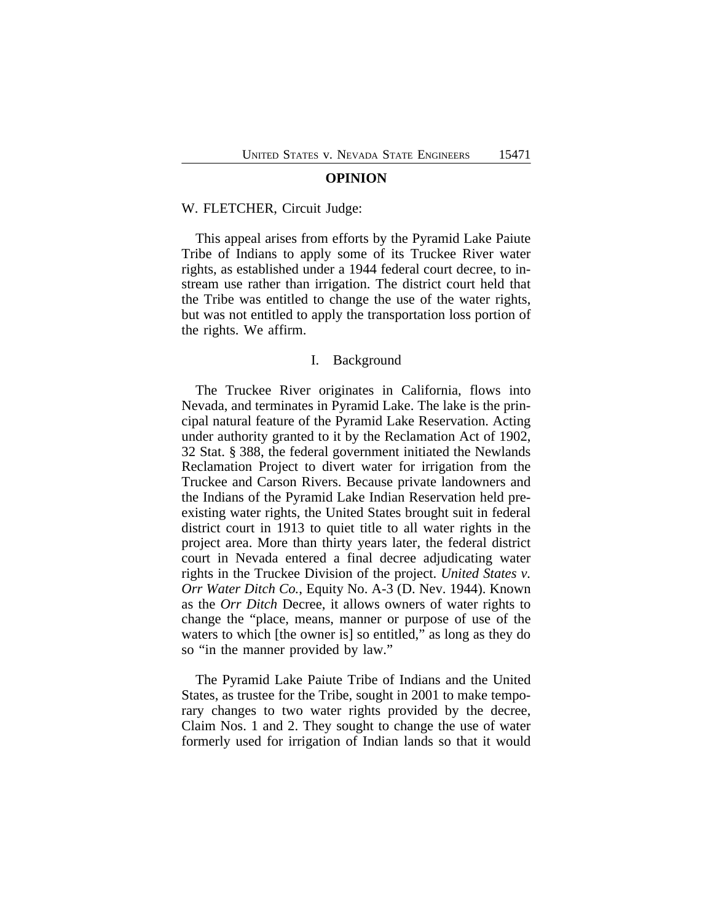## OPINION

W. FLETCHER, Circuit Judge:

This appeal arises from efforts by the Pyramid Lake Paiute Tribe of Indians to apply some of its Truckee River water rights, as established under a 1944 federal court decree, to in-stream use rather than irrigation. The district court held that the Tribe was entitled to change the use of the water rights, but was not entitled to apply the transportation loss portion of the rights. We affirm.

### I. Background

The Truckee River originates in California, flows into Nevada, and terminates in Pyramid Lake. The lake is the principal natural feature of the Pyramid Lake Reservation. Acting under authority granted to it by the Reclamation Act of 1902, 32 Stat. § 388, the federal government initiated the Newlands Reclamation Project to divert water for irrigation from the Truckee and Carson Rivers. Because private landowners and the Indians of the Pyramid Lake Indian Reservation held pre-existing water rights, the United States brought suit in federal district court in 1913 to quiet title to all water rights in the project area. More than thirty years later, the federal district court in Nevada entered a final decree adjudicating water rights in the Truckee Division of the project. *United States v. Orr Water Ditch Co.*, Equity No. A-3 (D. Nev. 1944). Known as the *Orr Ditch* Decree, it allows owners of water rights to change the "place, means, manner or purpose of use of the waters to which [the owner is] so entitled," as long as they do so "in the manner provided by law."

The Pyramid Lake Paiute Tribe of Indians and the United States, as trustee for the Tribe, sought in 2001 to make temporary changes to two water rights provided by the decree, Claim Nos. 1 and 2. They sought to change the use of water formerly used for irrigation of Indian lands so that it would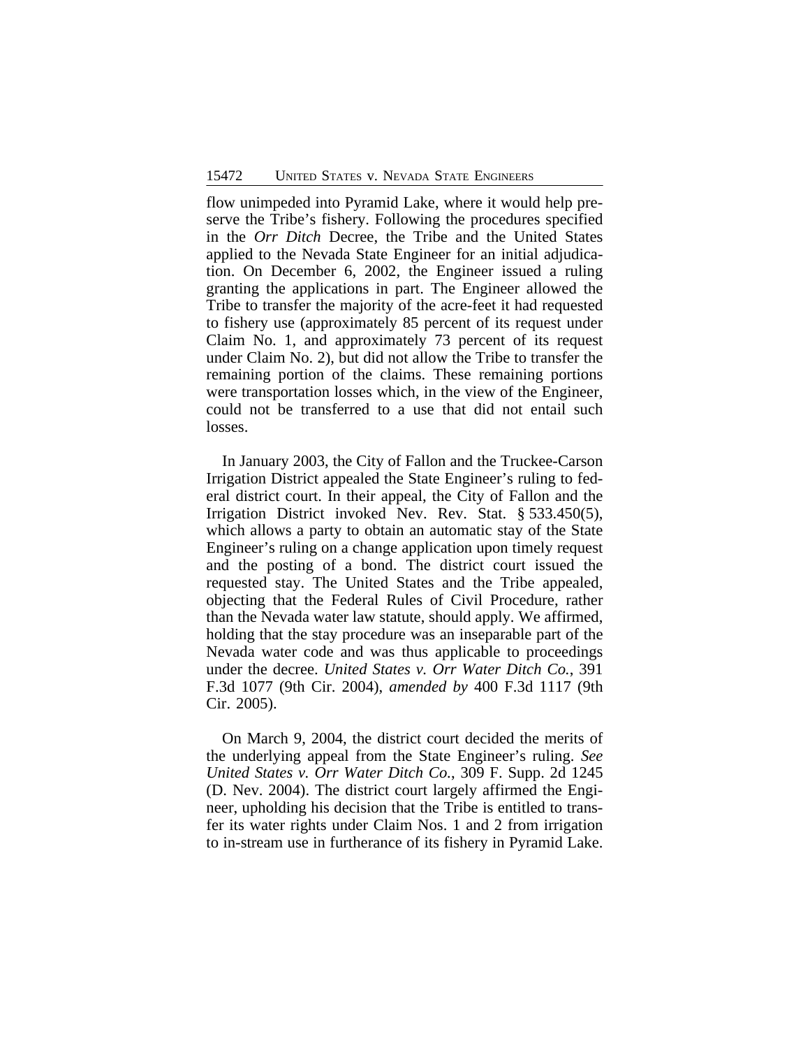flow unimpeded into Pyramid Lake, where it would help preserve the Tribe's fishery. Following the procedures specified in the *Orr Ditch* Decree, the Tribe and the United States applied to the Nevada State Engineer for an initial adjudication. On December 6, 2002, the Engineer issued a ruling granting the applications in part. The Engineer allowed the Tribe to transfer the majority of the acre-feet it had requested to fishery use (approximately 85 percent of its request under Claim No. 1, and approximately 73 percent of its request under Claim No. 2), but did not allow the Tribe to transfer the remaining portion of the claims. These remaining portions were transportation losses which, in the view of the Engineer, could not be transferred to a use that did not entail such losses.

In January 2003, the City of Fallon and the Truckee-Carson Irrigation District appealed the State Engineer's ruling to federal district court. In their appeal, the City of Fallon and the Irrigation District invoked Nev. Rev. Stat. § 533.450(5), which allows a party to obtain an automatic stay of the State Engineer's ruling on a change application upon timely request and the posting of a bond. The district court issued the requested stay. The United States and the Tribe appealed, objecting that the Federal Rules of Civil Procedure, rather than the Nevada water law statute, should apply. We affirmed, holding that the stay procedure was an inseparable part of the Nevada water code and was thus applicable to proceedings under the decree. *United States v. Orr Water Ditch Co.*, 391 F.3d 1077 (9th Cir. 2004), *amended by* 400 F.3d 1117 (9th Cir. 2005).

On March 9, 2004, the district court decided the merits of the underlying appeal from the State Engineer's ruling. *See United States v. Orr Water Ditch Co.*, 309 F. Supp. 2d 1245 (D. Nev. 2004). The district court largely affirmed the Engineer, upholding his decision that the Tribe is entitled to transfer its water rights under Claim Nos. 1 and 2 from irrigation to in-stream use in furtherance of its fishery in Pyramid Lake.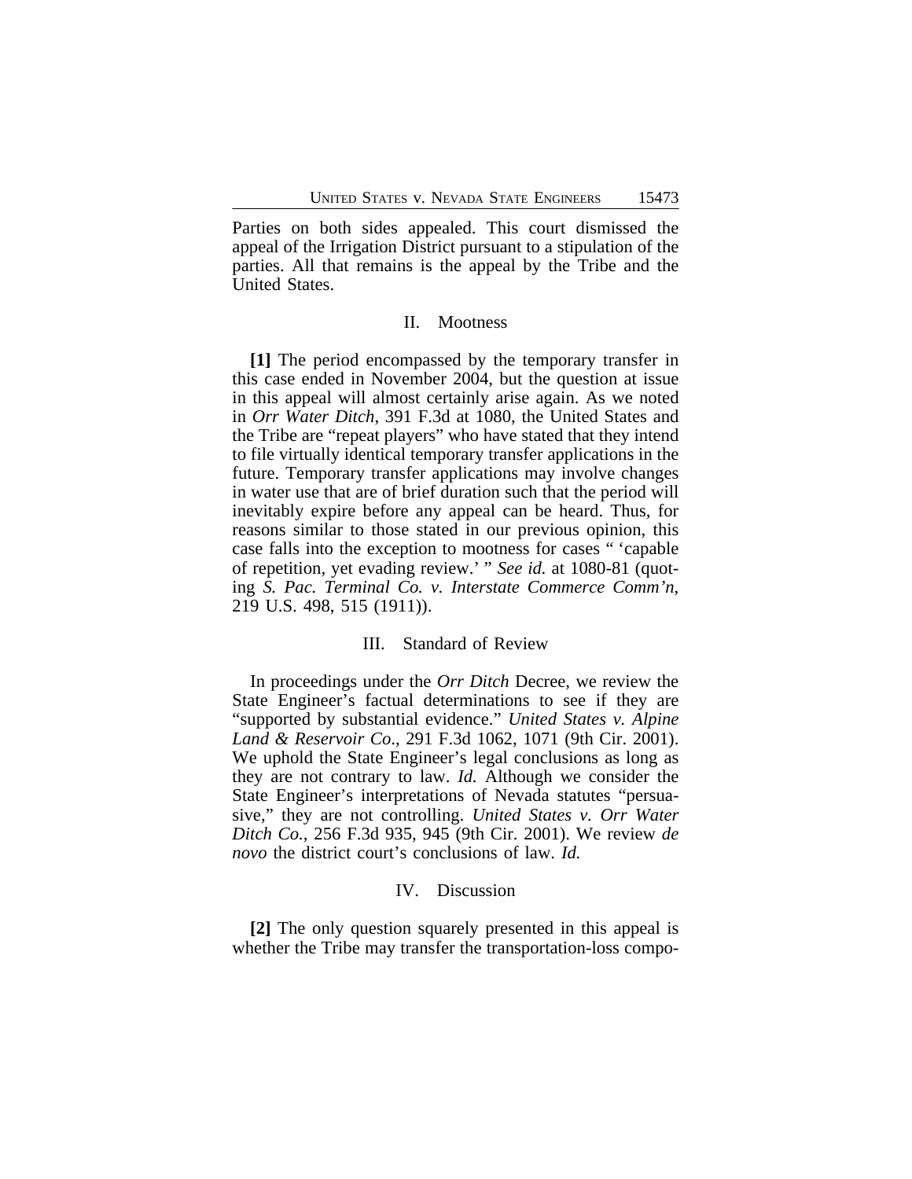Parties on both sides appealed. This court dismissed the appeal of the Irrigation District pursuant to a stipulation of the parties. All that remains is the appeal by the Tribe and the United States.

## II. Mootness

**[1]** The period encompassed by the temporary transfer in this case ended in November 2004, but the question at issue in this appeal will almost certainly arise again. As we noted in *Orr Water Ditch*, 391 F.3d at 1080, the United States and the Tribe are "repeat players" who have stated that they intend to file virtually identical temporary transfer applications in the future. Temporary transfer applications may involve changes in water use that are of brief duration such that the period will inevitably expire before any appeal can be heard. Thus, for reasons similar to those stated in our previous opinion, this case falls into the exception to mootness for cases " 'capable of repetition, yet evading review.' " *See id.* at 1080-81 (quoting *S. Pac. Terminal Co. v. Interstate Commerce Comm'n*, 219 U.S. 498, 515 (1911)).

## III. Standard of Review

In proceedings under the *Orr Ditch* Decree, we review the State Engineer's factual determinations to see if they are "supported by substantial evidence." *United States v. Alpine Land & Reservoir Co.*, 291 F.3d 1062, 1071 (9th Cir. 2001). We uphold the State Engineer's legal conclusions as long as they are not contrary to law. *Id.* Although we consider the State Engineer's interpretations of Nevada statutes "persuasive," they are not controlling. *United States v. Orr Water Ditch Co.*, 256 F.3d 935, 945 (9th Cir. 2001). We review *de novo* the district court's conclusions of law. *Id.*

## IV. Discussion

**[2]** The only question squarely presented in this appeal is whether the Tribe may transfer the transportation-loss compo-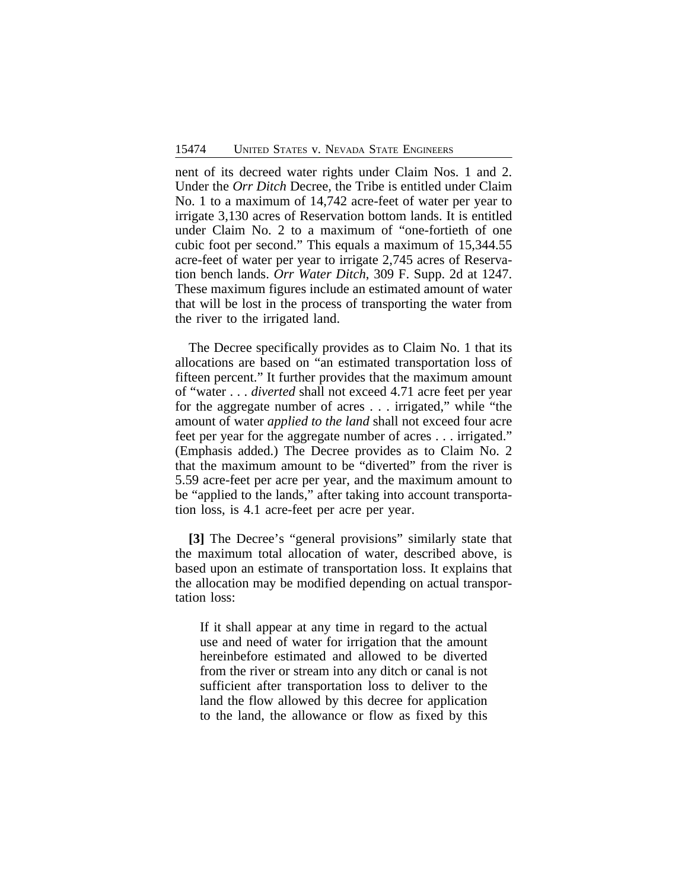nent of its decreed water rights under Claim Nos. 1 and 2. Under the *Orr Ditch* Decree, the Tribe is entitled under Claim No. 1 to a maximum of 14,742 acre-feet of water per year to irrigate 3,130 acres of Reservation bottom lands. It is entitled under Claim No. 2 to a maximum of "one-fortieth of one cubic foot per second." This equals a maximum of 15,344.55 acre-feet of water per year to irrigate 2,745 acres of Reservation bench lands. *Orr Water Ditch*, 309 F. Supp. 2d at 1247. These maximum figures include an estimated amount of water that will be lost in the process of transporting the water from the river to the irrigated land.

The Decree specifically provides as to Claim No. 1 that its allocations are based on "an estimated transportation loss of fifteen percent." It further provides that the maximum amount of "water . . . *diverted* shall not exceed 4.71 acre feet per year for the aggregate number of acres . . . irrigated," while "the amount of water *applied to the land* shall not exceed four acre feet per year for the aggregate number of acres . . . irrigated." (Emphasis added.) The Decree provides as to Claim No. 2 that the maximum amount to be "diverted" from the river is 5.59 acre-feet per acre per year, and the maximum amount to be "applied to the lands," after taking into account transportation loss, is 4.1 acre-feet per acre per year.

**[3]** The Decree's "general provisions" similarly state that the maximum total allocation of water, described above, is based upon an estimate of transportation loss. It explains that the allocation may be modified depending on actual transportation loss:

> If it shall appear at any time in regard to the actual use and need of water for irrigation that the amount hereinbefore estimated and allowed to be diverted from the river or stream into any ditch or canal is not sufficient after transportation loss to deliver to the land the flow allowed by this decree for application to the land, the allowance or flow as fixed by this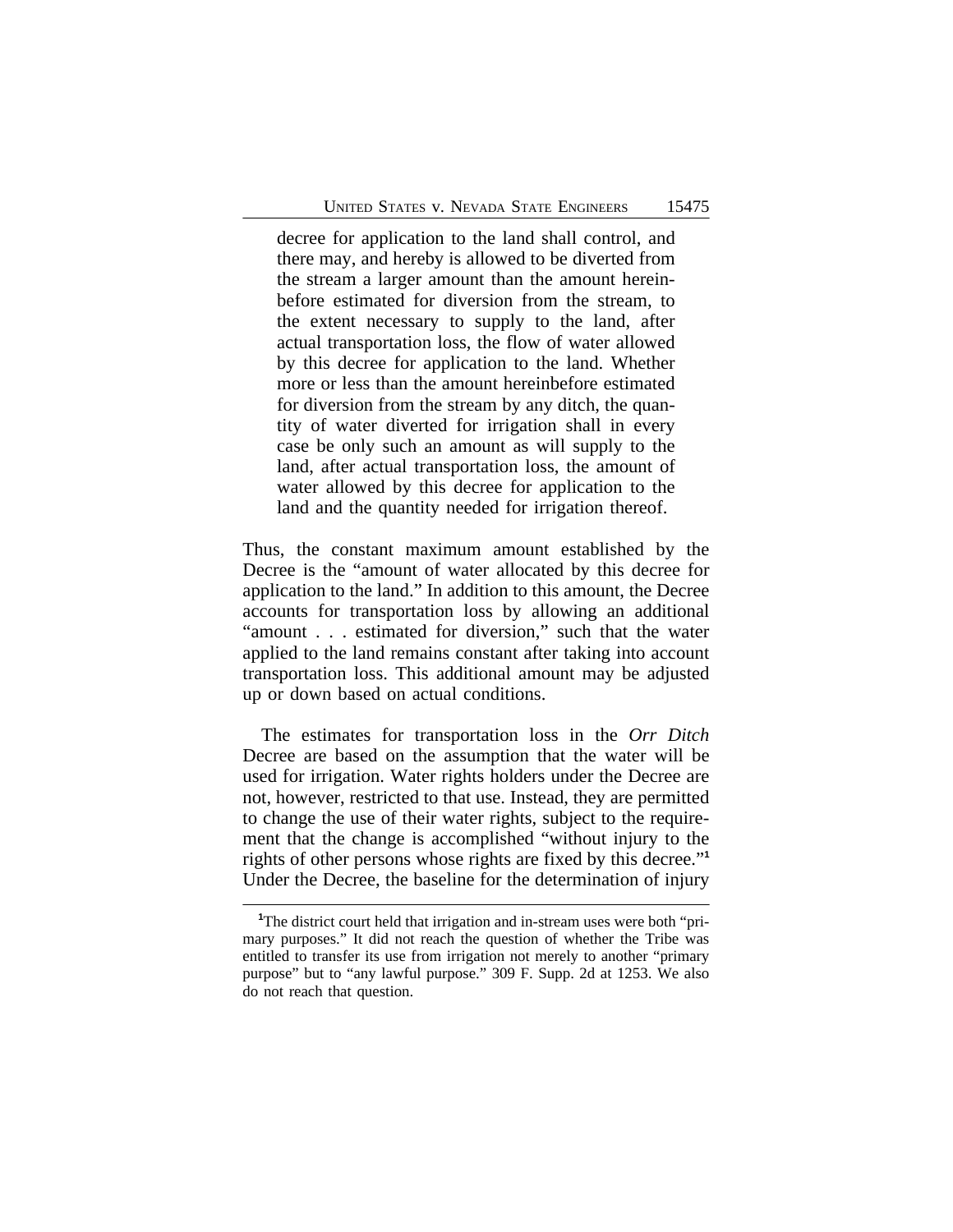> decree for application to the land shall control, and there may, and hereby is allowed to be diverted from the stream a larger amount than the amount hereinbefore estimated for diversion from the stream, to the extent necessary to supply to the land, after actual transportation loss, the flow of water allowed by this decree for application to the land. Whether more or less than the amount hereinbefore estimated for diversion from the stream by any ditch, the quantity of water diverted for irrigation shall in every case be only such an amount as will supply to the land, after actual transportation loss, the amount of water allowed by this decree for application to the land and the quantity needed for irrigation thereof.

Thus, the constant maximum amount established by the Decree is the "amount of water allocated by this decree for application to the land." In addition to this amount, the Decree accounts for transportation loss by allowing an additional "amount . . . estimated for diversion," such that the water applied to the land remains constant after taking into account transportation loss. This additional amount may be adjusted up or down based on actual conditions.

The estimates for transportation loss in the *Orr Ditch* Decree are based on the assumption that the water will be used for irrigation. Water rights holders under the Decree are not, however, restricted to that use. Instead, they are permitted to change the use of their water rights, subject to the requirement that the change is accomplished "without injury to the rights of other persons whose rights are fixed by this decree."[1] Under the Decree, the baseline for the determination of injury

[1] The district court held that irrigation and in-stream uses were both "primary purposes." It did not reach the question of whether the Tribe was entitled to transfer its use from irrigation not merely to another "primary purpose" but to "any lawful purpose." 309 F. Supp. 2d at 1253. We also do not reach that question.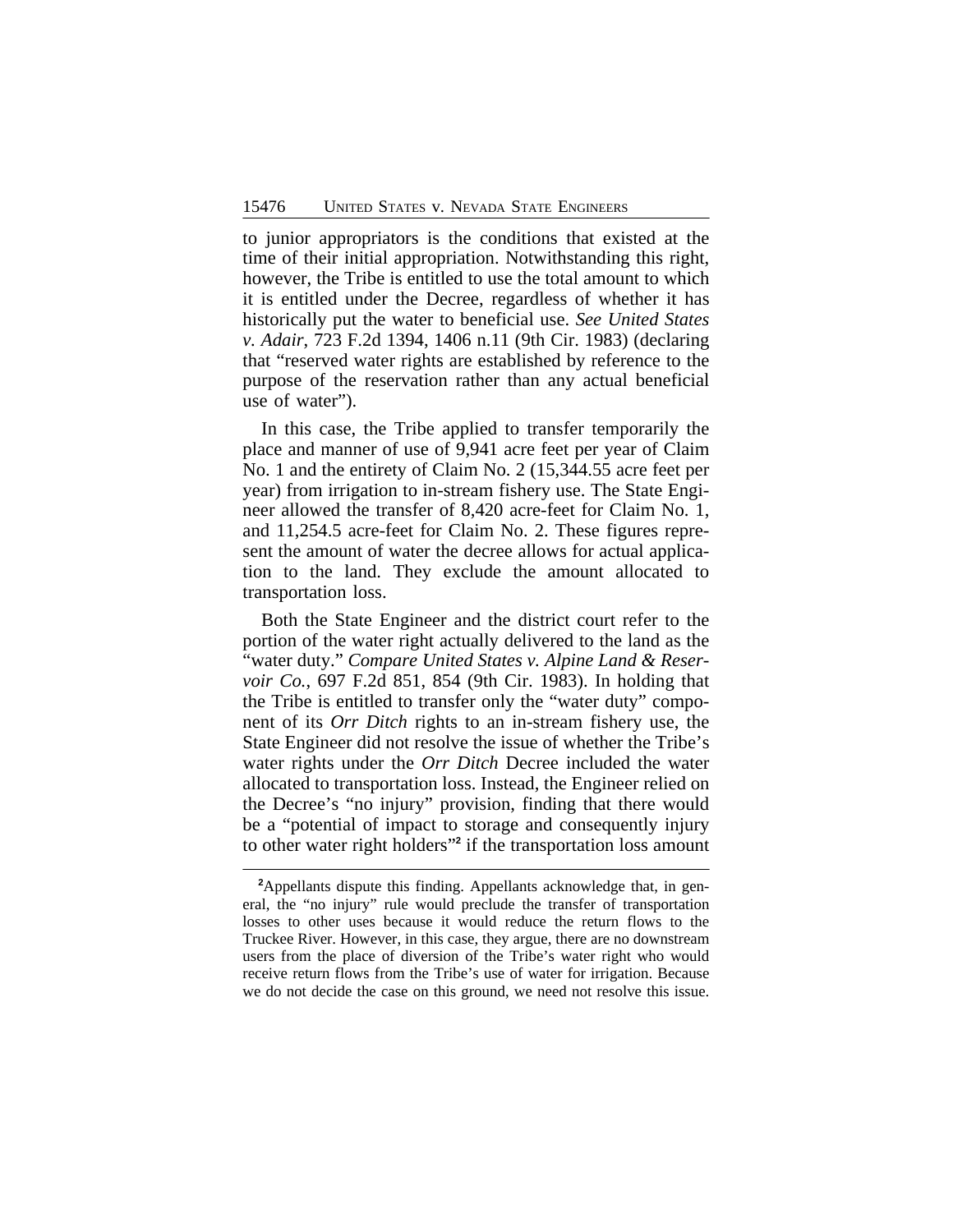to junior appropriators is the conditions that existed at the time of their initial appropriation. Notwithstanding this right, however, the Tribe is entitled to use the total amount to which it is entitled under the Decree, regardless of whether it has historically put the water to beneficial use. *See United States v. Adair*, 723 F.2d 1394, 1406 n.11 (9th Cir. 1983) (declaring that "reserved water rights are established by reference to the purpose of the reservation rather than any actual beneficial use of water").

In this case, the Tribe applied to transfer temporarily the place and manner of use of 9,941 acre feet per year of Claim No. 1 and the entirety of Claim No. 2 (15,344.55 acre feet per year) from irrigation to in-stream fishery use. The State Engineer allowed the transfer of 8,420 acre-feet for Claim No. 1, and 11,254.5 acre-feet for Claim No. 2. These figures represent the amount of water the decree allows for actual application to the land. They exclude the amount allocated to transportation loss.

Both the State Engineer and the district court refer to the portion of the water right actually delivered to the land as the "water duty." *Compare United States v. Alpine Land & Reservoir Co.*, 697 F.2d 851, 854 (9th Cir. 1983). In holding that the Tribe is entitled to transfer only the "water duty" component of its *Orr Ditch* rights to an in-stream fishery use, the State Engineer did not resolve the issue of whether the Tribe's water rights under the *Orr Ditch* Decree included the water allocated to transportation loss. Instead, the Engineer relied on the Decree's "no injury" provision, finding that there would be a "potential of impact to storage and consequently injury to other water right holders"[2] if the transportation loss amount

[2]Appellants dispute this finding. Appellants acknowledge that, in general, the "no injury" rule would preclude the transfer of transportation losses to other uses because it would reduce the return flows to the Truckee River. However, in this case, they argue, there are no downstream users from the place of diversion of the Tribe's water right who would receive return flows from the Tribe's use of water for irrigation. Because we do not decide the case on this ground, we need not resolve this issue.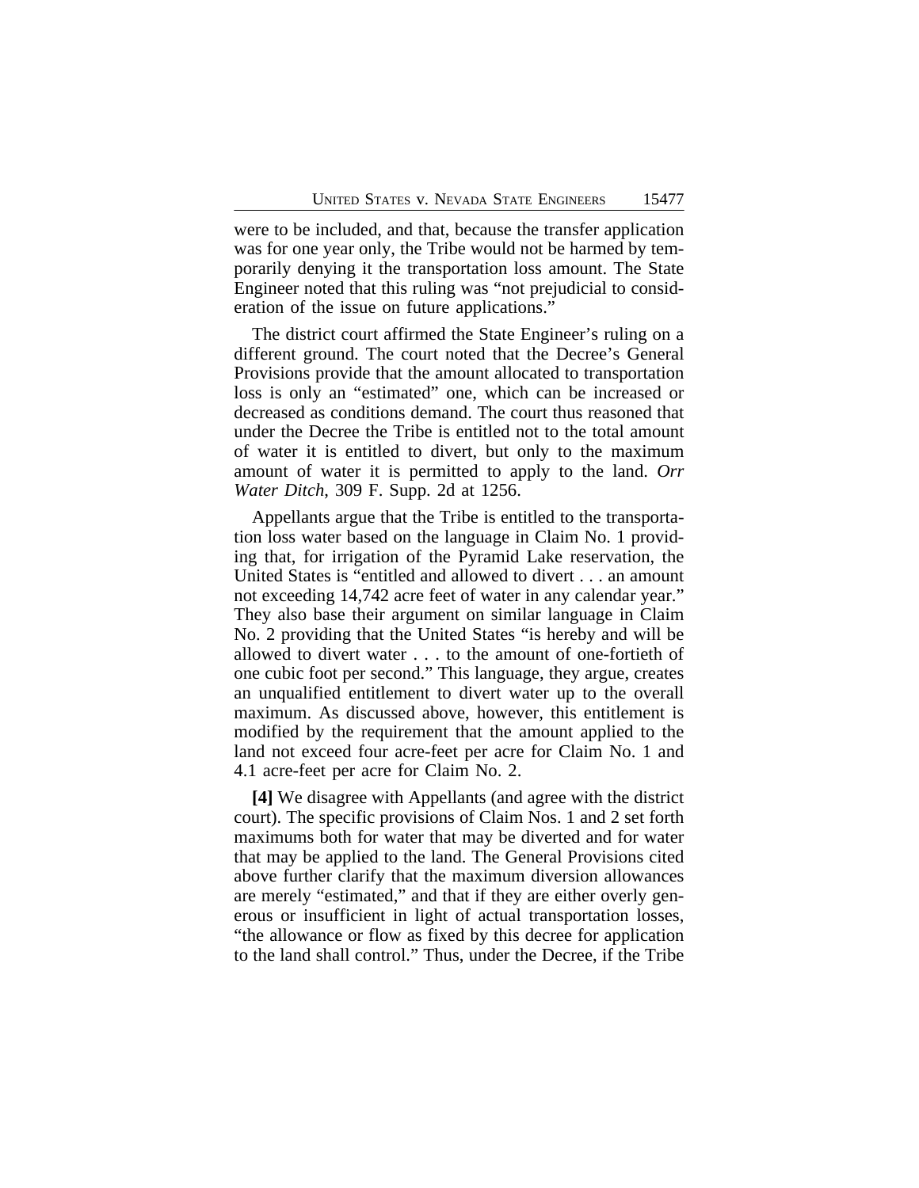were to be included, and that, because the transfer application was for one year only, the Tribe would not be harmed by temporarily denying it the transportation loss amount. The State Engineer noted that this ruling was "not prejudicial to consideration of the issue on future applications."

The district court affirmed the State Engineer's ruling on a different ground. The court noted that the Decree's General Provisions provide that the amount allocated to transportation loss is only an "estimated" one, which can be increased or decreased as conditions demand. The court thus reasoned that under the Decree the Tribe is entitled not to the total amount of water it is entitled to divert, but only to the maximum amount of water it is permitted to apply to the land. *Orr Water Ditch*, 309 F. Supp. 2d at 1256.

Appellants argue that the Tribe is entitled to the transportation loss water based on the language in Claim No. 1 providing that, for irrigation of the Pyramid Lake reservation, the United States is "entitled and allowed to divert . . . an amount not exceeding 14,742 acre feet of water in any calendar year." They also base their argument on similar language in Claim No. 2 providing that the United States "is hereby and will be allowed to divert water . . . to the amount of one-fortieth of one cubic foot per second." This language, they argue, creates an unqualified entitlement to divert water up to the overall maximum. As discussed above, however, this entitlement is modified by the requirement that the amount applied to the land not exceed four acre-feet per acre for Claim No. 1 and 4.1 acre-feet per acre for Claim No. 2.

**[4]** We disagree with Appellants (and agree with the district court). The specific provisions of Claim Nos. 1 and 2 set forth maximums both for water that may be diverted and for water that may be applied to the land. The General Provisions cited above further clarify that the maximum diversion allowances are merely "estimated," and that if they are either overly generous or insufficient in light of actual transportation losses, "the allowance or flow as fixed by this decree for application to the land shall control." Thus, under the Decree, if the Tribe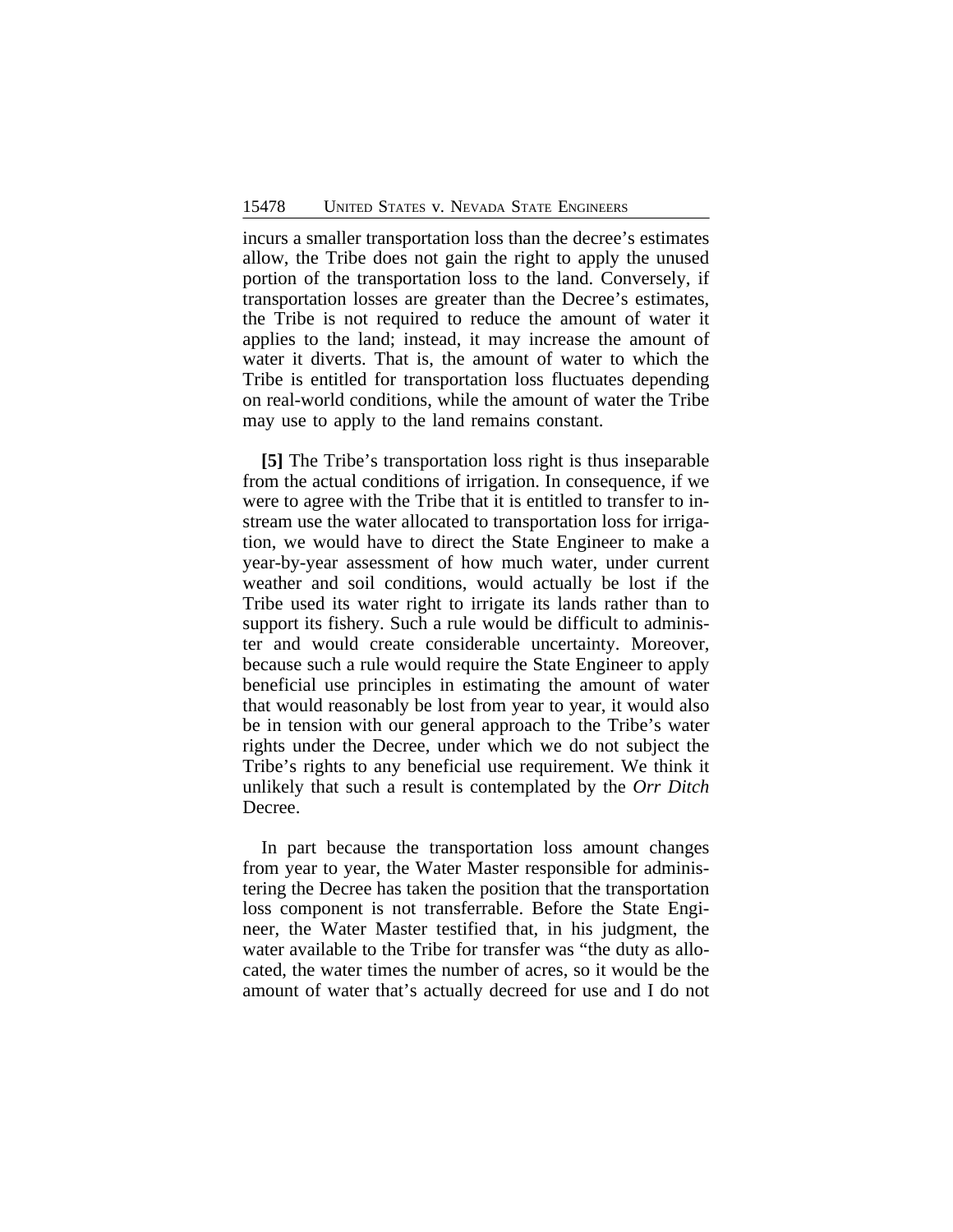incurs a smaller transportation loss than the decree's estimates allow, the Tribe does not gain the right to apply the unused portion of the transportation loss to the land. Conversely, if transportation losses are greater than the Decree's estimates, the Tribe is not required to reduce the amount of water it applies to the land; instead, it may increase the amount of water it diverts. That is, the amount of water to which the Tribe is entitled for transportation loss fluctuates depending on real-world conditions, while the amount of water the Tribe may use to apply to the land remains constant.

**[5]** The Tribe's transportation loss right is thus inseparable from the actual conditions of irrigation. In consequence, if we were to agree with the Tribe that it is entitled to transfer to in-stream use the water allocated to transportation loss for irrigation, we would have to direct the State Engineer to make a year-by-year assessment of how much water, under current weather and soil conditions, would actually be lost if the Tribe used its water right to irrigate its lands rather than to support its fishery. Such a rule would be difficult to administer and would create considerable uncertainty. Moreover, because such a rule would require the State Engineer to apply beneficial use principles in estimating the amount of water that would reasonably be lost from year to year, it would also be in tension with our general approach to the Tribe's water rights under the Decree, under which we do not subject the Tribe's rights to any beneficial use requirement. We think it unlikely that such a result is contemplated by the *Orr Ditch* Decree.

In part because the transportation loss amount changes from year to year, the Water Master responsible for administering the Decree has taken the position that the transportation loss component is not transferrable. Before the State Engineer, the Water Master testified that, in his judgment, the water available to the Tribe for transfer was "the duty as allocated, the water times the number of acres, so it would be the amount of water that's actually decreed for use and I do not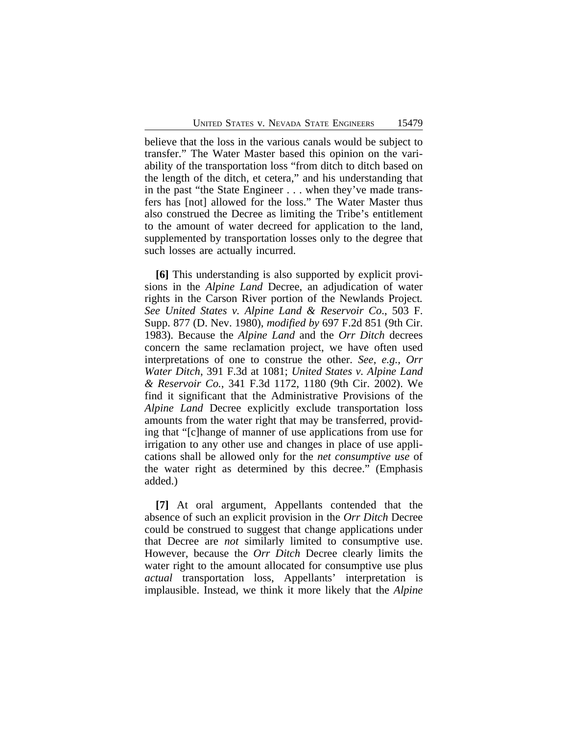believe that the loss in the various canals would be subject to transfer." The Water Master based this opinion on the variability of the transportation loss "from ditch to ditch based on the length of the ditch, et cetera," and his understanding that in the past "the State Engineer . . . when they've made transfers has [not] allowed for the loss." The Water Master thus also construed the Decree as limiting the Tribe's entitlement to the amount of water decreed for application to the land, supplemented by transportation losses only to the degree that such losses are actually incurred.

**[6]** This understanding is also supported by explicit provisions in the *Alpine Land* Decree, an adjudication of water rights in the Carson River portion of the Newlands Project. *See United States v. Alpine Land & Reservoir Co*., 503 F. Supp. 877 (D. Nev. 1980), *modified by* 697 F.2d 851 (9th Cir. 1983). Because the *Alpine Land* and the *Orr Ditch* decrees concern the same reclamation project, we have often used interpretations of one to construe the other. *See, e.g., Orr Water Ditch*, 391 F.3d at 1081; *United States v. Alpine Land & Reservoir Co.*, 341 F.3d 1172, 1180 (9th Cir. 2002). We find it significant that the Administrative Provisions of the *Alpine Land* Decree explicitly exclude transportation loss amounts from the water right that may be transferred, providing that "[c]hange of manner of use applications from use for irrigation to any other use and changes in place of use applications shall be allowed only for the *net consumptive use* of the water right as determined by this decree." (Emphasis added.)

**[7]** At oral argument, Appellants contended that the absence of such an explicit provision in the *Orr Ditch* Decree could be construed to suggest that change applications under that Decree are *not* similarly limited to consumptive use. However, because the *Orr Ditch* Decree clearly limits the water right to the amount allocated for consumptive use plus *actual* transportation loss, Appellants' interpretation is implausible. Instead, we think it more likely that the *Alpine*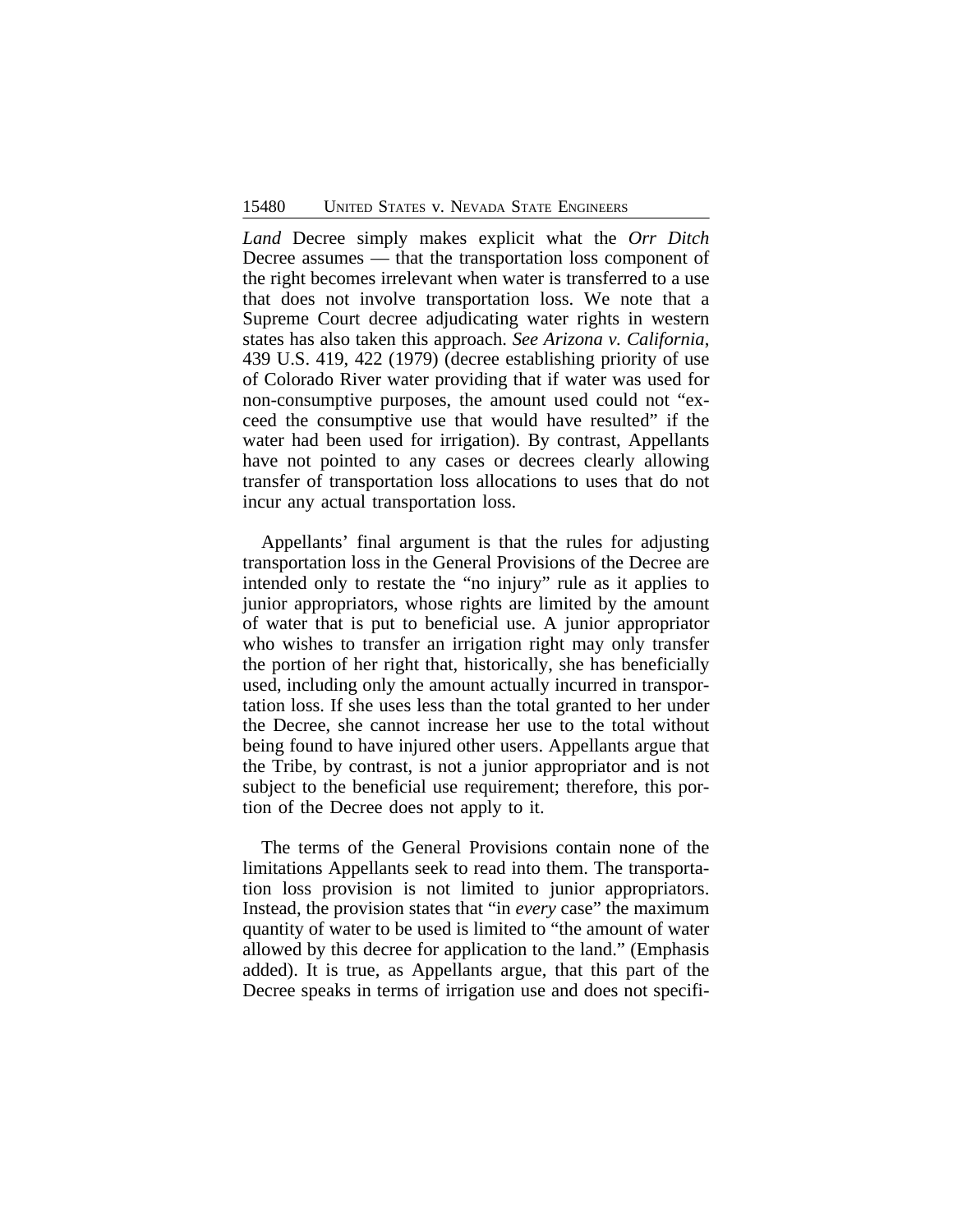*Land* Decree simply makes explicit what the *Orr Ditch* Decree assumes — that the transportation loss component of the right becomes irrelevant when water is transferred to a use that does not involve transportation loss. We note that a Supreme Court decree adjudicating water rights in western states has also taken this approach. *See Arizona v. California*, 439 U.S. 419, 422 (1979) (decree establishing priority of use of Colorado River water providing that if water was used for non-consumptive purposes, the amount used could not "exceed the consumptive use that would have resulted" if the water had been used for irrigation). By contrast, Appellants have not pointed to any cases or decrees clearly allowing transfer of transportation loss allocations to uses that do not incur any actual transportation loss.

Appellants' final argument is that the rules for adjusting transportation loss in the General Provisions of the Decree are intended only to restate the "no injury" rule as it applies to junior appropriators, whose rights are limited by the amount of water that is put to beneficial use. A junior appropriator who wishes to transfer an irrigation right may only transfer the portion of her right that, historically, she has beneficially used, including only the amount actually incurred in transportation loss. If she uses less than the total granted to her under the Decree, she cannot increase her use to the total without being found to have injured other users. Appellants argue that the Tribe, by contrast, is not a junior appropriator and is not subject to the beneficial use requirement; therefore, this portion of the Decree does not apply to it.

The terms of the General Provisions contain none of the limitations Appellants seek to read into them. The transportation loss provision is not limited to junior appropriators. Instead, the provision states that "in *every* case" the maximum quantity of water to be used is limited to "the amount of water allowed by this decree for application to the land." (Emphasis added). It is true, as Appellants argue, that this part of the Decree speaks in terms of irrigation use and does not specifi-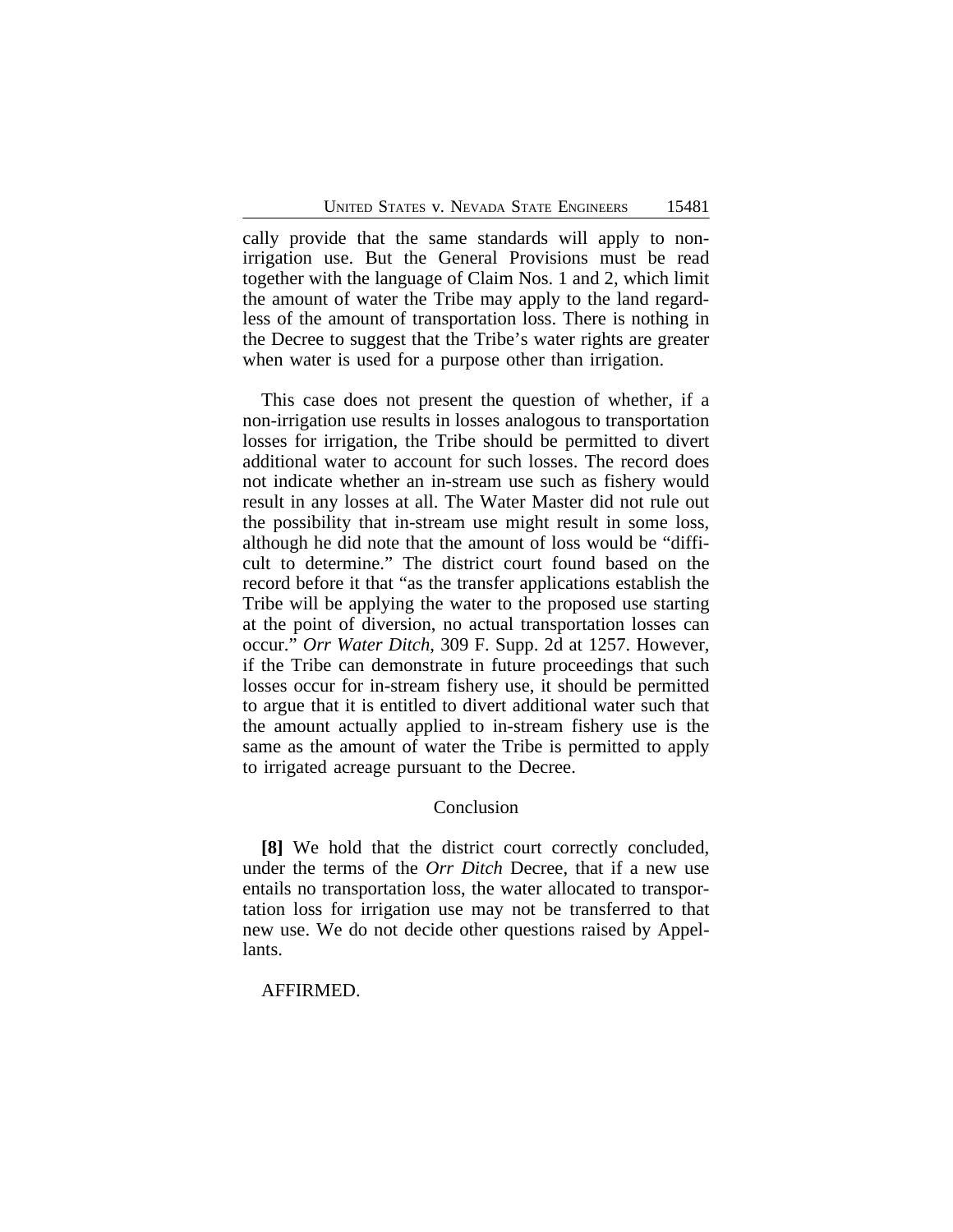cally provide that the same standards will apply to non-irrigation use. But the General Provisions must be read together with the language of Claim Nos. 1 and 2, which limit the amount of water the Tribe may apply to the land regardless of the amount of transportation loss. There is nothing in the Decree to suggest that the Tribe's water rights are greater when water is used for a purpose other than irrigation.

This case does not present the question of whether, if a non-irrigation use results in losses analogous to transportation losses for irrigation, the Tribe should be permitted to divert additional water to account for such losses. The record does not indicate whether an in-stream use such as fishery would result in any losses at all. The Water Master did not rule out the possibility that in-stream use might result in some loss, although he did note that the amount of loss would be "difficult to determine." The district court found based on the record before it that "as the transfer applications establish the Tribe will be applying the water to the proposed use starting at the point of diversion, no actual transportation losses can occur." *Orr Water Ditch*, 309 F. Supp. 2d at 1257. However, if the Tribe can demonstrate in future proceedings that such losses occur for in-stream fishery use, it should be permitted to argue that it is entitled to divert additional water such that the amount actually applied to in-stream fishery use is the same as the amount of water the Tribe is permitted to apply to irrigated acreage pursuant to the Decree.

## Conclusion

**[8]** We hold that the district court correctly concluded, under the terms of the *Orr Ditch* Decree, that if a new use entails no transportation loss, the water allocated to transportation loss for irrigation use may not be transferred to that new use. We do not decide other questions raised by Appellants.

AFFIRMED.